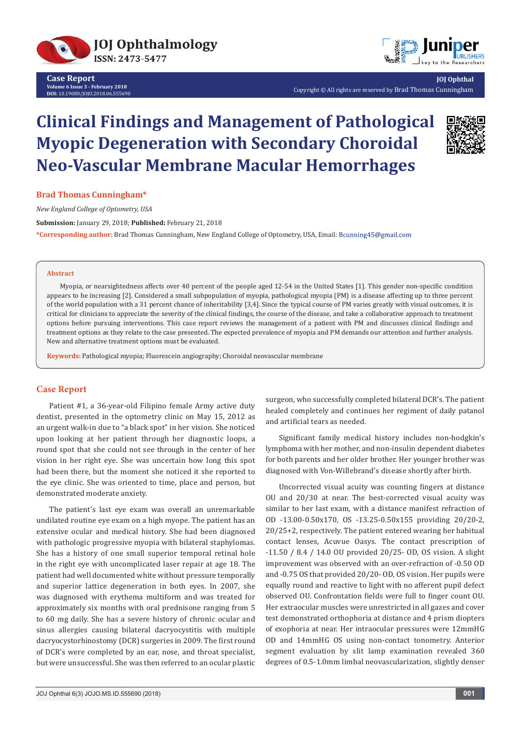# Clinical Findings and Management of Pathological Myopic Degeneration with Secondary Choroidal Neo-Vascular Membrane Macular Hemorrhages

**Brad Thomas Cunningham***

*New England College of Optometry, USA*

**Submission:** January 29, 2018; **Published:** February 21, 2018

***Corresponding author:** Brad Thomas Cunningham, New England College of Optometry, USA, Email: Bcunning45@gmail.com

## Abstract

Myopia, or nearsightedness affects over 40 percent of the people aged 12-54 in the United States [1]. This gender non-specific condition appears to be increasing [2]. Considered a small subpopulation of myopia, pathological myopia (PM) is a disease affecting up to three percent of the world population with a 31 percent chance of inheritability [3,4]. Since the typical course of PM varies greatly with visual outcomes, it is critical for clinicians to appreciate the severity of the clinical findings, the course of the disease, and take a collaborative approach to treatment options before pursuing interventions. This case report reviews the management of a patient with PM and discusses clinical findings and treatment options as they relate to the case presented. The expected prevalence of myopia and PM demands our attention and further analysis. New and alternative treatment options must be evaluated.

**Keywords:** Pathological myopia; Fluorescein angiography; Choroidal neovascular membrane

## Case Report

Patient #1, a 36-year-old Filipino female Army active duty dentist, presented in the optometry clinic on May 15, 2012 as an urgent walk-in due to "a black spot" in her vision. She noticed upon looking at her patient through her diagnostic loops, a round spot that she could not see through in the center of her vision in her right eye. She was uncertain how long this spot had been there, but the moment she noticed it she reported to the eye clinic. She was oriented to time, place and person, but demonstrated moderate anxiety.

The patient's last eye exam was overall an unremarkable undilated routine eye exam on a high myope. The patient has an extensive ocular and medical history. She had been diagnosed with pathologic progressive myopia with bilateral staphylomas. She has a history of one small superior temporal retinal hole in the right eye with uncomplicated laser repair at age 18. The patient had well documented white without pressure temporally and superior lattice degeneration in both eyes. In 2007, she was diagnosed with erythema multiform and was treated for approximately six months with oral prednisone ranging from 5 to 60 mg daily. She has a severe history of chronic ocular and sinus allergies causing bilateral dacryocystitis with multiple dacryocystorhinostomy (DCR) surgeries in 2009. The first round of DCR's were completed by an ear, nose, and throat specialist, but were unsuccessful. She was then referred to an ocular plastic surgeon, who successfully completed bilateral DCR's. The patient healed completely and continues her regiment of daily patanol and artificial tears as needed.

Significant family medical history includes non-hodgkin's lymphoma with her mother, and non-insulin dependent diabetes for both parents and her older brother. Her younger brother was diagnosed with Von-Willebrand's disease shortly after birth.

Uncorrected visual acuity was counting fingers at distance OU and 20/30 at near. The best-corrected visual acuity was similar to her last exam, with a distance manifest refraction of OD -13.00-0.50x170, OS -13.25-0.50x155 providing 20/20-2, 20/25+2, respectively. The patient entered wearing her habitual contact lenses, Acuvue Oasys. The contact prescription of -11.50 / 8.4 / 14.0 OU provided 20/25- OD, OS vision. A slight improvement was observed with an over-refraction of -0.50 OD and -0.75 OS that provided 20/20- OD, OS vision. Her pupils were equally round and reactive to light with no afferent pupil defect observed OU. Confrontation fields were full to finger count OU. Her extraocular muscles were unrestricted in all gazes and cover test demonstrated orthophoria at distance and 4 prism diopters of exophoria at near. Her intraocular pressures were 12mmHG OD and 14mmHG OS using non-contact tonometry. Anterior segment evaluation by slit lamp examination revealed 360 degrees of 0.5-1.0mm limbal neovascularization, slightly denser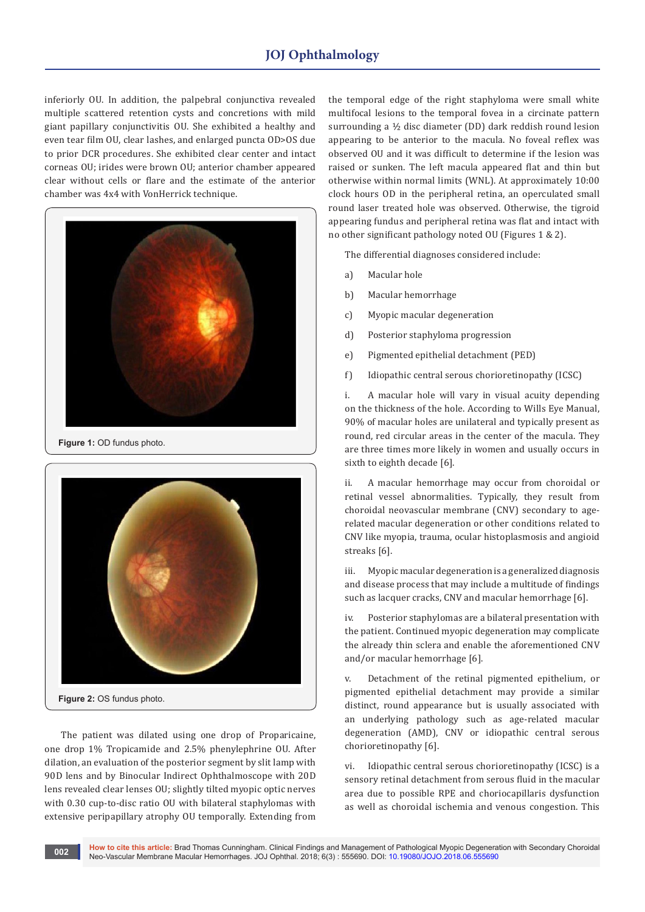inferiorly OU. In addition, the palpebral conjunctiva revealed multiple scattered retention cysts and concretions with mild giant papillary conjunctivitis OU. She exhibited a healthy and even tear film OU, clear lashes, and enlarged puncta OD>OS due to prior DCR procedures. She exhibited clear center and intact corneas OU; irides were brown OU; anterior chamber appeared clear without cells or flare and the estimate of the anterior chamber was 4x4 with VonHerrick technique.

**Figure 1:** OD fundus photo.

**Figure 2:** OS fundus photo.

The patient was dilated using one drop of Proparicaine, one drop 1% Tropicamide and 2.5% phenylephrine OU. After dilation, an evaluation of the posterior segment by slit lamp with 90D lens and by Binocular Indirect Ophthalmoscope with 20D lens revealed clear lenses OU; slightly tilted myopic optic nerves with 0.30 cup-to-disc ratio OU with bilateral staphylomas with extensive peripapillary atrophy OU temporally. Extending from the temporal edge of the right staphyloma were small white multifocal lesions to the temporal fovea in a circinate pattern surrounding a ½ disc diameter (DD) dark reddish round lesion appearing to be anterior to the macula. No foveal reflex was observed OU and it was difficult to determine if the lesion was raised or sunken. The left macula appeared flat and thin but otherwise within normal limits (WNL). At approximately 10:00 clock hours OD in the peripheral retina, an operculated small round laser treated hole was observed. Otherwise, the tigroid appearing fundus and peripheral retina was flat and intact with no other significant pathology noted OU (Figures 1 & 2).

The differential diagnoses considered include:

a) Macular hole

b) Macular hemorrhage

c) Myopic macular degeneration

d) Posterior staphyloma progression

e) Pigmented epithelial detachment (PED)

f) Idiopathic central serous chorioretinopathy (ICSC)

i. A macular hole will vary in visual acuity depending on the thickness of the hole. According to Wills Eye Manual, 90% of macular holes are unilateral and typically present as round, red circular areas in the center of the macula. They are three times more likely in women and usually occurs in sixth to eighth decade [6].

ii. A macular hemorrhage may occur from choroidal or retinal vessel abnormalities. Typically, they result from choroidal neovascular membrane (CNV) secondary to age-related macular degeneration or other conditions related to CNV like myopia, trauma, ocular histoplasmosis and angioid streaks [6].

iii. Myopic macular degeneration is a generalized diagnosis and disease process that may include a multitude of findings such as lacquer cracks, CNV and macular hemorrhage [6].

iv. Posterior staphylomas are a bilateral presentation with the patient. Continued myopic degeneration may complicate the already thin sclera and enable the aforementioned CNV and/or macular hemorrhage [6].

v. Detachment of the retinal pigmented epithelium, or pigmented epithelial detachment may provide a similar distinct, round appearance but is usually associated with an underlying pathology such as age-related macular degeneration (AMD), CNV or idiopathic central serous chorioretinopathy [6].

vi. Idiopathic central serous chorioretinopathy (ICSC) is a sensory retinal detachment from serous fluid in the macular area due to possible RPE and choriocapillaris dysfunction as well as choroidal ischemia and venous congestion. This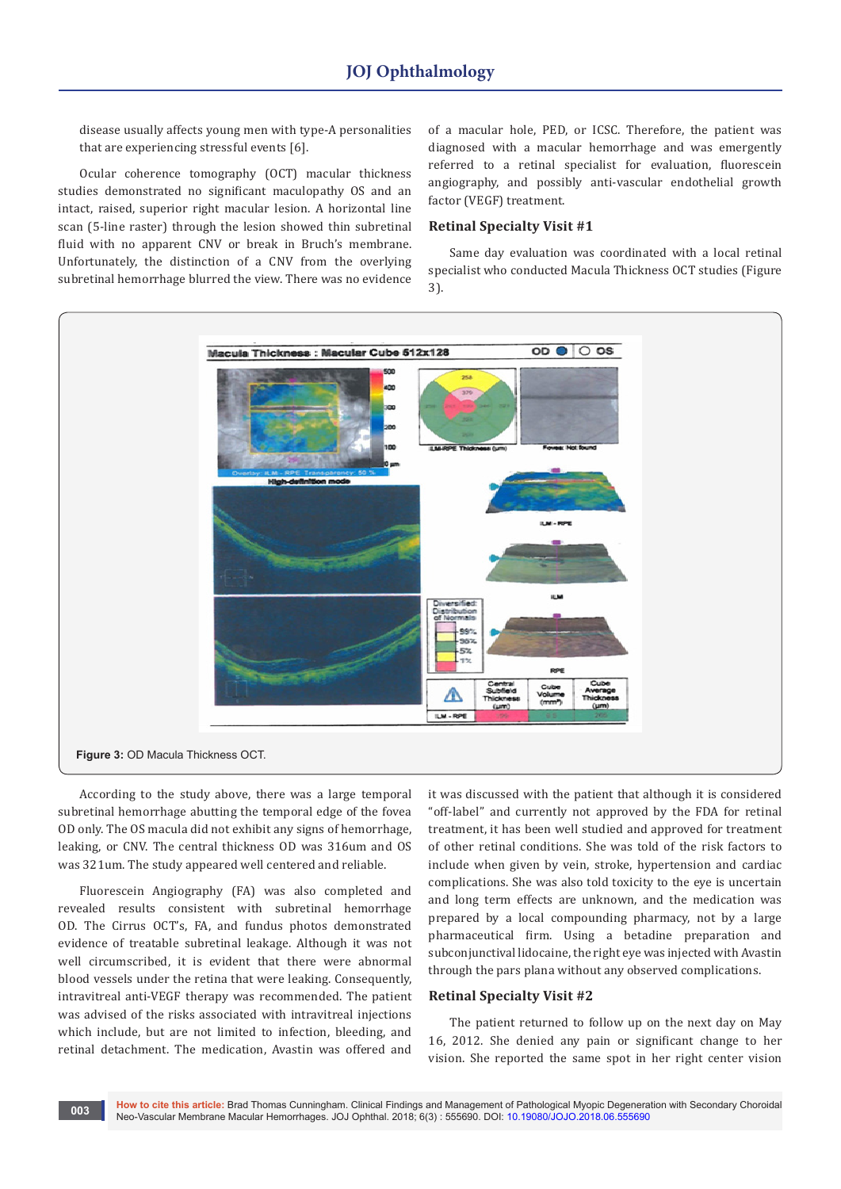disease usually affects young men with type-A personalities that are experiencing stressful events [6].

Ocular coherence tomography (OCT) macular thickness studies demonstrated no significant maculopathy OS and an intact, raised, superior right macular lesion. A horizontal line scan (5-line raster) through the lesion showed thin subretinal fluid with no apparent CNV or break in Bruch's membrane. Unfortunately, the distinction of a CNV from the overlying subretinal hemorrhage blurred the view. There was no evidence of a macular hole, PED, or ICSC. Therefore, the patient was diagnosed with a macular hemorrhage and was emergently referred to a retinal specialist for evaluation, fluorescein angiography, and possibly anti-vascular endothelial growth factor (VEGF) treatment.

## Retinal Specialty Visit #1

Same day evaluation was coordinated with a local retinal specialist who conducted Macula Thickness OCT studies (Figure 3).

**Figure 3:** OD Macula Thickness OCT.

According to the study above, there was a large temporal subretinal hemorrhage abutting the temporal edge of the fovea OD only. The OS macula did not exhibit any signs of hemorrhage, leaking, or CNV. The central thickness OD was 316um and OS was 321um. The study appeared well centered and reliable.

Fluorescein Angiography (FA) was also completed and revealed results consistent with subretinal hemorrhage OD. The Cirrus OCT's, FA, and fundus photos demonstrated evidence of treatable subretinal leakage. Although it was not well circumscribed, it is evident that there were abnormal blood vessels under the retina that were leaking. Consequently, intravitreal anti-VEGF therapy was recommended. The patient was advised of the risks associated with intravitreal injections which include, but are not limited to infection, bleeding, and retinal detachment. The medication, Avastin was offered and it was discussed with the patient that although it is considered "off-label" and currently not approved by the FDA for retinal treatment, it has been well studied and approved for treatment of other retinal conditions. She was told of the risk factors to include when given by vein, stroke, hypertension and cardiac complications. She was also told toxicity to the eye is uncertain and long term effects are unknown, and the medication was prepared by a local compounding pharmacy, not by a large pharmaceutical firm. Using a betadine preparation and subconjunctival lidocaine, the right eye was injected with Avastin through the pars plana without any observed complications.

## Retinal Specialty Visit #2

The patient returned to follow up on the next day on May 16, 2012. She denied any pain or significant change to her vision. She reported the same spot in her right center vision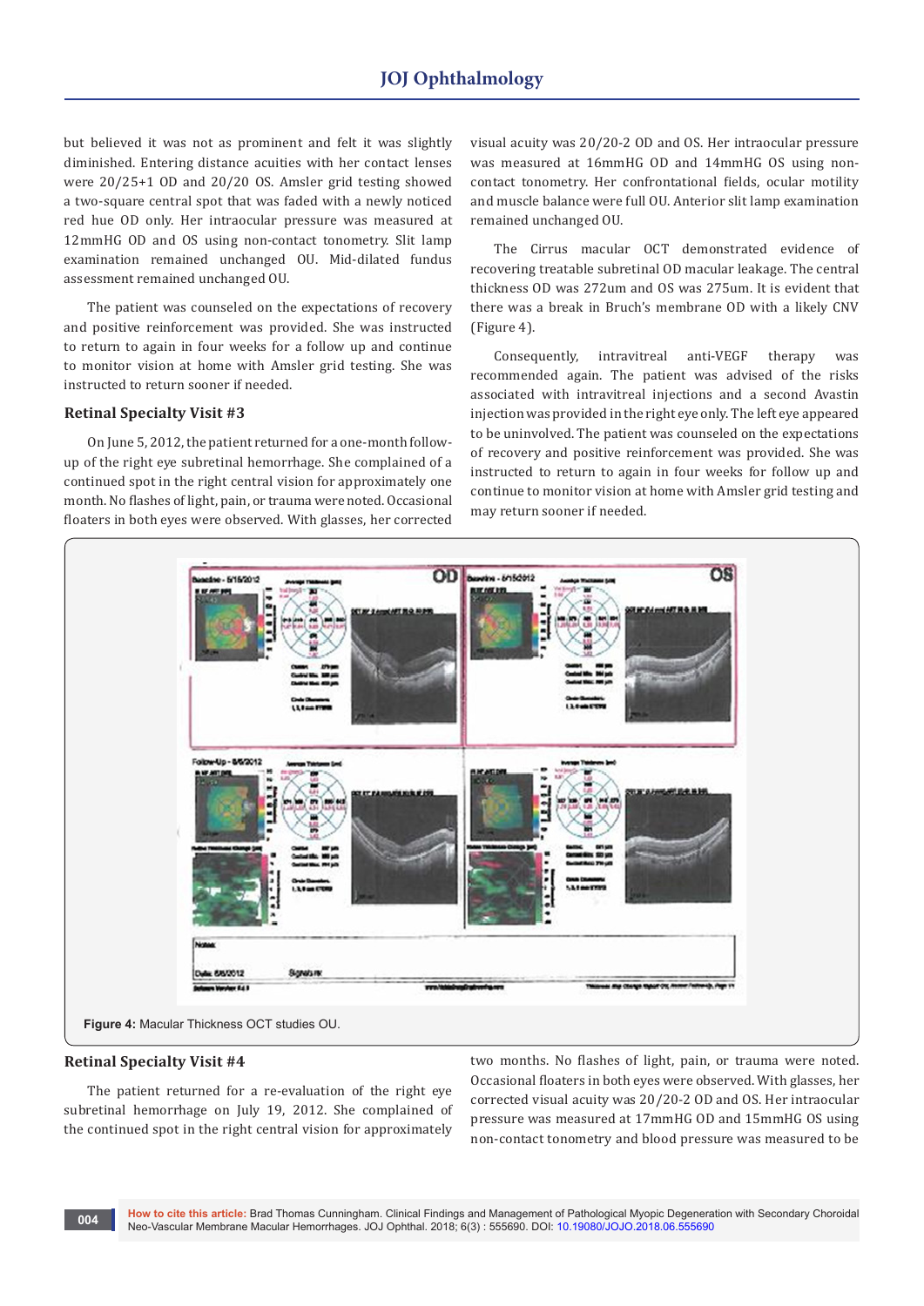but believed it was not as prominent and felt it was slightly diminished. Entering distance acuities with her contact lenses were 20/25+1 OD and 20/20 OS. Amsler grid testing showed a two-square central spot that was faded with a newly noticed red hue OD only. Her intraocular pressure was measured at 12mmHG OD and OS using non-contact tonometry. Slit lamp examination remained unchanged OU. Mid-dilated fundus assessment remained unchanged OU.

The patient was counseled on the expectations of recovery and positive reinforcement was provided. She was instructed to return to again in four weeks to follow up and continue to monitor vision at home with Amsler grid testing. She was instructed to return sooner if needed.

### Retinal Specialty Visit #3

On June 5, 2012, the patient returned for a one-month follow-up of the right eye subretinal hemorrhage. She complained of a continued spot in the right central vision for approximately one month. No flashes of light, pain, or trauma were noted. Occasional floaters in both eyes were observed. With glasses, her corrected visual acuity was 20/20-2 OD and OS. Her intraocular pressure was measured at 16mmHG OD and 14mmHG OS using non-contact tonometry. Her confrontational fields, ocular motility and muscle balance were full OU. Anterior slit lamp examination remained unchanged OU.

The Cirrus macular OCT demonstrated evidence of recovering treatable subretinal OD macular leakage. The central thickness OD was 272um and OS was 275um. It is evident that there was a break in Bruch's membrane OD with a likely CNV (Figure 4).

Consequently, intravitreal anti-VEGF therapy was recommended again. The patient was advised of the risks associated with intravitreal injections and a second Avastin injection was provided in the right eye only. The left eye appeared to be uninvolved. The patient was counseled on the expectations of recovery and positive reinforcement was provided. She was instructed to return to again in four weeks for follow up and continue to monitor vision at home with Amsler grid testing and may return sooner if needed.

**Figure 4:** Macular Thickness OCT studies OU.

### Retinal Specialty Visit #4

The patient returned for a re-evaluation of the right eye subretinal hemorrhage on July 19, 2012. She complained of the continued spot in the right central vision for approximately two months. No flashes of light, pain, or trauma were noted. Occasional floaters in both eyes were observed. With glasses, her corrected visual acuity was 20/20-2 OD and OS. Her intraocular pressure was measured at 17mmHG OD and 15mmHG OS using non-contact tonometry and blood pressure was measured to be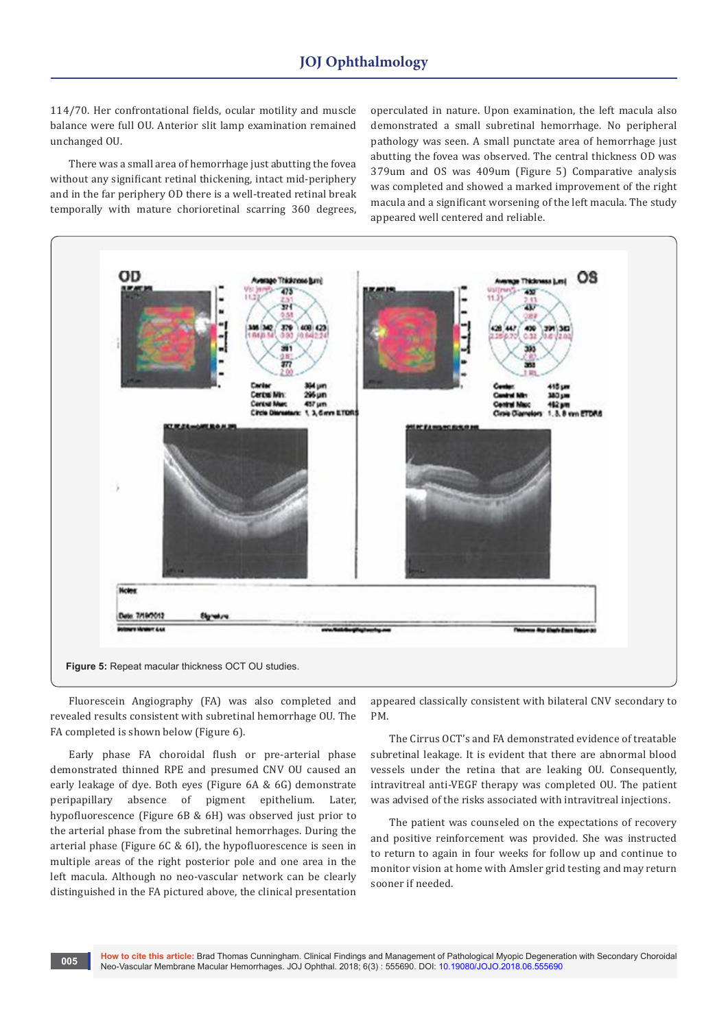114/70. Her confrontational fields, ocular motility and muscle balance were full OU. Anterior slit lamp examination remained unchanged OU.

There was a small area of hemorrhage just abutting the fovea without any significant retinal thickening, intact mid-periphery and in the far periphery OD there is a well-treated retinal break temporally with mature chorioretinal scarring 360 degrees, operculated in nature. Upon examination, the left macula also demonstrated a small subretinal hemorrhage. No peripheral pathology was seen. A small punctate area of hemorrhage just abutting the fovea was observed. The central thickness OD was 379um and OS was 409um (Figure 5) Comparative analysis was completed and showed a marked improvement of the right macula and a significant worsening of the left macula. The study appeared well centered and reliable.

**Figure 5:** Repeat macular thickness OCT OU studies.

Fluorescein Angiography (FA) was also completed and revealed results consistent with subretinal hemorrhage OU. The FA completed is shown below (Figure 6).

Early phase FA choroidal flush or pre-arterial phase demonstrated thinned RPE and presumed CNV OU caused an early leakage of dye. Both eyes (Figure 6A & 6G) demonstrate peripapillary absence of pigment epithelium. Later, hypofluorescence (Figure 6B & 6H) was observed just prior to the arterial phase from the subretinal hemorrhages. During the arterial phase (Figure 6C & 6I), the hypofluorescence is seen in multiple areas of the right posterior pole and one area in the left macula. Although no neo-vascular network can be clearly distinguished in the FA pictured above, the clinical presentation appeared classically consistent with bilateral CNV secondary to PM.

The Cirrus OCT's and FA demonstrated evidence of treatable subretinal leakage. It is evident that there are abnormal blood vessels under the retina that are leaking OU. Consequently, intravitreal anti-VEGF therapy was completed OU. The patient was advised of the risks associated with intravitreal injections.

The patient was counseled on the expectations of recovery and positive reinforcement was provided. She was instructed to return to again in four weeks for follow up and continue to monitor vision at home with Amsler grid testing and may return sooner if needed.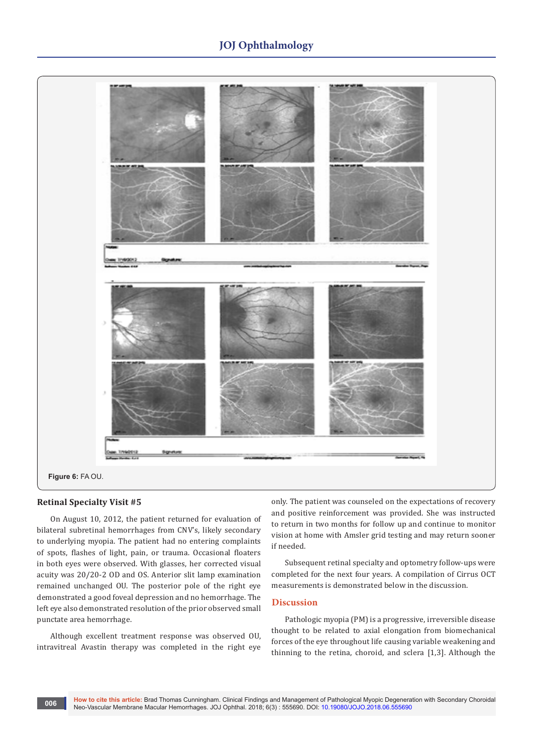Figure 6: FA OU.

### Retinal Specialty Visit #5

On August 10, 2012, the patient returned for evaluation of bilateral subretinal hemorrhages from CNV's, likely secondary to underlying myopia. The patient had no entering complaints of spots, flashes of light, pain, or trauma. Occasional floaters in both eyes were observed. With glasses, her corrected visual acuity was 20/20-2 OD and OS. Anterior slit lamp examination remained unchanged OU. The posterior pole of the right eye demonstrated a good foveal depression and no hemorrhage. The left eye also demonstrated resolution of the prior observed small punctate area hemorrhage.

Although excellent treatment response was observed OU, intravitreal Avastin therapy was completed in the right eye only. The patient was counseled on the expectations of recovery and positive reinforcement was provided. She was instructed to return in two months for follow up and continue to monitor vision at home with Amsler grid testing and may return sooner if needed.

Subsequent retinal specialty and optometry follow-ups were completed for the next four years. A compilation of Cirrus OCT measurements is demonstrated below in the discussion.

## Discussion

Pathologic myopia (PM) is a progressive, irreversible disease thought to be related to axial elongation from biomechanical forces of the eye throughout life causing variable weakening and thinning to the retina, choroid, and sclera [1,3]. Although the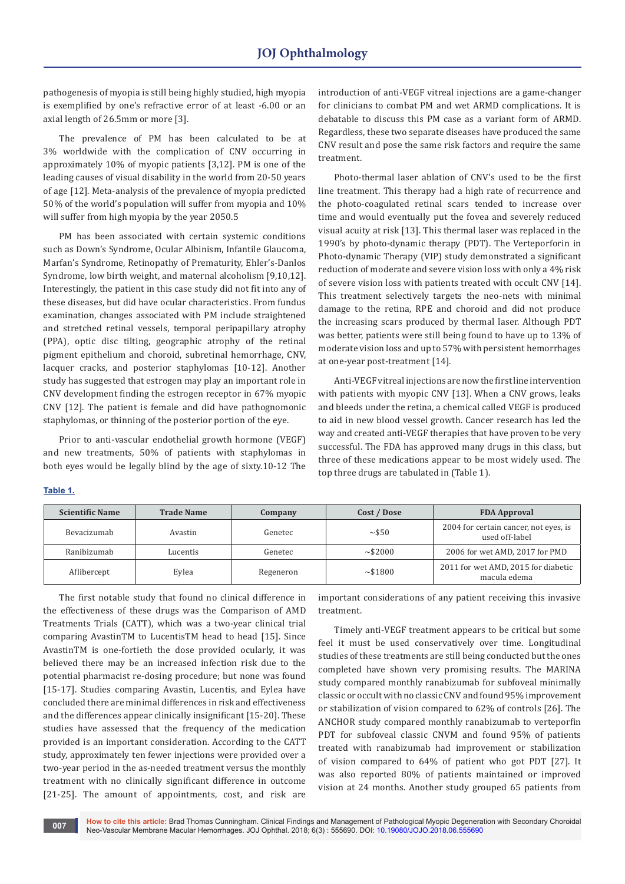pathogenesis of myopia is still being highly studied, high myopia is exemplified by one's refractive error of at least -6.00 or an axial length of 26.5mm or more [3].

The prevalence of PM has been calculated to be at 3% worldwide with the complication of CNV occurring in approximately 10% of myopic patients [3,12]. PM is one of the leading causes of visual disability in the world from 20-50 years of age [12]. Meta-analysis of the prevalence of myopia predicted 50% of the world's population will suffer from myopia and 10% will suffer from high myopia by the year 2050.5

PM has been associated with certain systemic conditions such as Down's Syndrome, Ocular Albinism, Infantile Glaucoma, Marfan's Syndrome, Retinopathy of Prematurity, Ehler's-Danlos Syndrome, low birth weight, and maternal alcoholism [9,10,12]. Interestingly, the patient in this case study did not fit into any of these diseases, but did have ocular characteristics. From fundus examination, changes associated with PM include straightened and stretched retinal vessels, temporal peripapillary atrophy (PPA), optic disc tilting, geographic atrophy of the retinal pigment epithelium and choroid, subretinal hemorrhage, CNV, lacquer cracks, and posterior staphylomas [10-12]. Another study has suggested that estrogen may play an important role in CNV development finding the estrogen receptor in 67% myopic CNV [12]. The patient is female and did have pathognomonic staphylomas, or thinning of the posterior portion of the eye.

Prior to anti-vascular endothelial growth hormone (VEGF) and new treatments, 50% of patients with staphylomas in both eyes would be legally blind by the age of sixty.10-12 The introduction of anti-VEGF vitreal injections are a game-changer for clinicians to combat PM and wet ARMD complications. It is debatable to discuss this PM case as a variant form of ARMD. Regardless, these two separate diseases have produced the same CNV result and pose the same risk factors and require the same treatment.

Photo-thermal laser ablation of CNV's used to be the first line treatment. This therapy had a high rate of recurrence and the photo-coagulated retinal scars tended to increase over time and would eventually put the fovea and severely reduced visual acuity at risk [13]. This thermal laser was replaced in the 1990's by photo-dynamic therapy (PDT). The Verteporforin in Photo-dynamic Therapy (VIP) study demonstrated a significant reduction of moderate and severe vision loss with only a 4% risk of severe vision loss with patients treated with occult CNV [14]. This treatment selectively targets the neo-nets with minimal damage to the retina, RPE and choroid and did not produce the increasing scars produced by thermal laser. Although PDT was better, patients were still being found to have up to 13% of moderate vision loss and up to 57% with persistent hemorrhages at one-year post-treatment [14].

Anti-VEGF vitreal injections are now the first line intervention with patients with myopic CNV [13]. When a CNV grows, leaks and bleeds under the retina, a chemical called VEGF is produced to aid in new blood vessel growth. Cancer research has led the way and created anti-VEGF therapies that have proven to be very successful. The FDA has approved many drugs in this class, but three of these medications appear to be most widely used. The top three drugs are tabulated in (Table 1).

**Table 1.**

| Scientific Name | Trade Name | Company | Cost / Dose | FDA Approval |
|---|---|---|---|---|
| Bevacizumab | Avastin | Genetec | ~$50 | 2004 for certain cancer, not eyes, is used off-label |
| Ranibizumab | Lucentis | Genetec | ~$2000 | 2006 for wet AMD, 2017 for PMD |
| Aflibercept | Eylea | Regeneron | ~$1800 | 2011 for wet AMD, 2015 for diabetic macula edema |

The first notable study that found no clinical difference in the effectiveness of these drugs was the Comparison of AMD Treatments Trials (CATT), which was a two-year clinical trial comparing AvastinTM to LucentisTM head to head [15]. Since AvastinTM is one-fortieth the dose provided ocularly, it was believed there may be an increased infection risk due to the potential pharmacist re-dosing procedure; but none was found [15-17]. Studies comparing Avastin, Lucentis, and Eylea have concluded there are minimal differences in risk and effectiveness and the differences appear clinically insignificant [15-20]. These studies have assessed that the frequency of the medication provided is an important consideration. According to the CATT study, approximately ten fewer injections were provided over a two-year period in the as-needed treatment versus the monthly treatment with no clinically significant difference in outcome [21-25]. The amount of appointments, cost, and risk are important considerations of any patient receiving this invasive treatment.

Timely anti-VEGF treatment appears to be critical but some feel it must be used conservatively over time. Longitudinal studies of these treatments are still being conducted but the ones completed have shown very promising results. The MARINA study compared monthly ranabizumab for subfoveal minimally classic or occult with no classic CNV and found 95% improvement or stabilization of vision compared to 62% of controls [26]. The ANCHOR study compared monthly ranabizumab to verteporfin PDT for subfoveal classic CNVM and found 95% of patients treated with ranabizumab had improvement or stabilization of vision compared to 64% of patient who got PDT [27]. It was also reported 80% of patients maintained or improved vision at 24 months. Another study grouped 65 patients from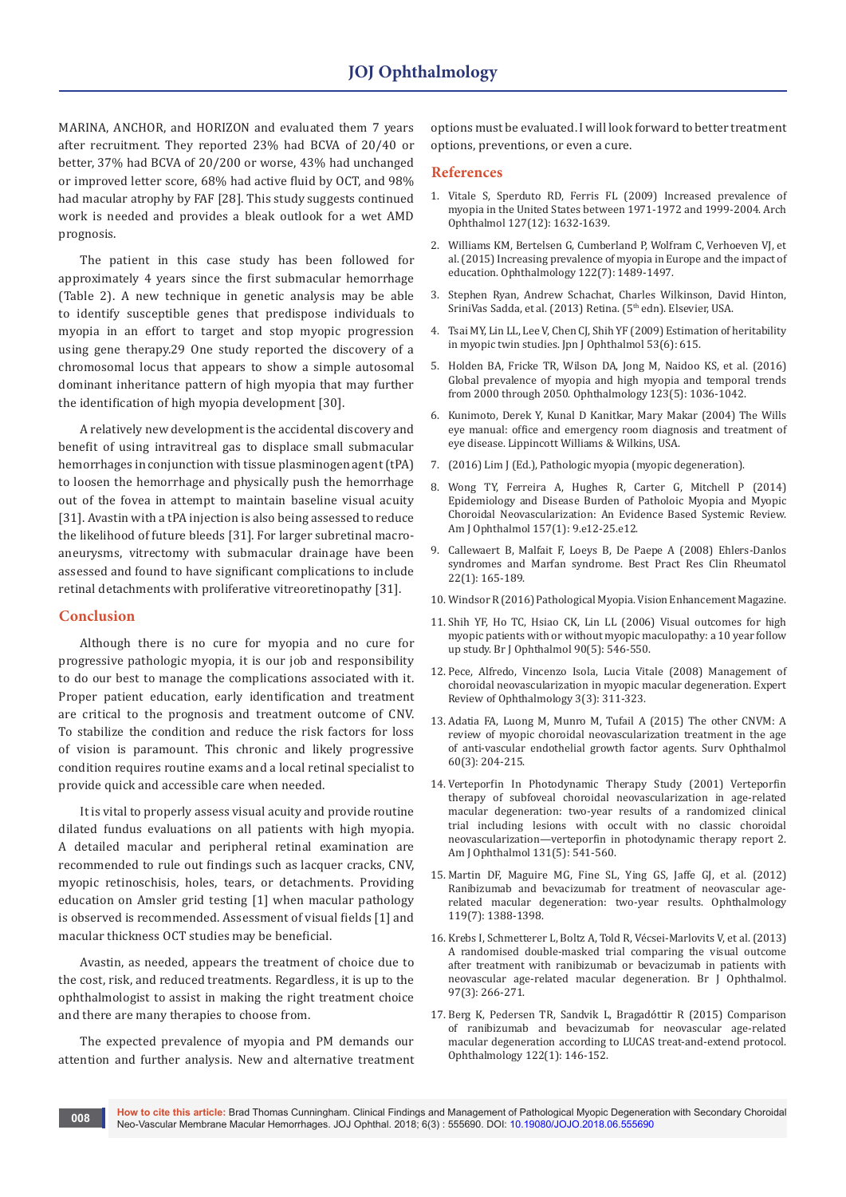MARINA, ANCHOR, and HORIZON and evaluated them 7 years after recruitment. They reported 23% had BCVA of 20/40 or better, 37% had BCVA of 20/200 or worse, 43% had unchanged or improved letter score, 68% had active fluid by OCT, and 98% had macular atrophy by FAF [28]. This study suggests continued work is needed and provides a bleak outlook for a wet AMD prognosis.

The patient in this case study has been followed for approximately 4 years since the first submacular hemorrhage (Table 2). A new technique in genetic analysis may be able to identify susceptible genes that predispose individuals to myopia in an effort to target and stop myopic progression using gene therapy.29 One study reported the discovery of a chromosomal locus that appears to show a simple autosomal dominant inheritance pattern of high myopia that may further the identification of high myopia development [30].

A relatively new development is the accidental discovery and benefit of using intravitreal gas to displace small submacular hemorrhages in conjunction with tissue plasminogen agent (tPA) to loosen the hemorrhage and physically push the hemorrhage out of the fovea in attempt to maintain baseline visual acuity [31]. Avastin with a tPA injection is also being assessed to reduce the likelihood of future bleeds [31]. For larger subretinal macroaneurysms, vitrectomy with submacular drainage have been assessed and found to have significant complications to include retinal detachments with proliferative vitreoretinopathy [31].

## Conclusion

Although there is no cure for myopia and no cure for progressive pathologic myopia, it is our job and responsibility to do our best to manage the complications associated with it. Proper patient education, early identification and treatment are critical to the prognosis and treatment outcome of CNV. To stabilize the condition and reduce the risk factors for loss of vision is paramount. This chronic and likely progressive condition requires routine exams and a local retinal specialist to provide quick and accessible care when needed.

It is vital to properly assess visual acuity and provide routine dilated fundus evaluations on all patients with high myopia. A detailed macular and peripheral retinal examination are recommended to rule out findings such as lacquer cracks, CNV, myopic retinoschisis, holes, tears, or detachments. Providing education on Amsler grid testing [1] when macular pathology is observed is recommended. Assessment of visual fields [1] and macular thickness OCT studies may be beneficial.

Avastin, as needed, appears the treatment of choice due to the cost, risk, and reduced treatments. Regardless, it is up to the ophthalmologist to assist in making the right treatment choice and there are many therapies to choose from.

The expected prevalence of myopia and PM demands our attention and further analysis. New and alternative treatment options must be evaluated. I will look forward to better treatment options, preventions, or even a cure.

## References

1. Vitale S, Sperduto RD, Ferris FL (2009) Increased prevalence of myopia in the United States between 1971-1972 and 1999-2004. Arch Ophthalmol 127(12): 1632-1639.
2. Williams KM, Bertelsen G, Cumberland P, Wolfram C, Verhoeven VJ, et al. (2015) Increasing prevalence of myopia in Europe and the impact of education. Ophthalmology 122(7): 1489-1497.
3. Stephen Ryan, Andrew Schachat, Charles Wilkinson, David Hinton, SriniVas Sadda, et al. (2013) Retina. (5th edn). Elsevier, USA.
4. Tsai MY, Lin LL, Lee V, Chen CJ, Shih YF (2009) Estimation of heritability in myopic twin studies. Jpn J Ophthalmol 53(6): 615.
5. Holden BA, Fricke TR, Wilson DA, Jong M, Naidoo KS, et al. (2016) Global prevalence of myopia and high myopia and temporal trends from 2000 through 2050. Ophthalmology 123(5): 1036-1042.
6. Kunimoto, Derek Y, Kunal D Kanitkar, Mary Makar (2004) The Wills eye manual: office and emergency room diagnosis and treatment of eye disease. Lippincott Williams & Wilkins, USA.
7. (2016) Lim J (Ed.), Pathologic myopia (myopic degeneration).
8. Wong TY, Ferreira A, Hughes R, Carter G, Mitchell P (2014) Epidemiology and Disease Burden of Patholoic Myopia and Myopic Choroidal Neovascularization: An Evidence Based Systemic Review. Am J Ophthalmol 157(1): 9.e12-25.e12.
9. Callewaert B, Malfait F, Loeys B, De Paepe A (2008) Ehlers-Danlos syndromes and Marfan syndrome. Best Pract Res Clin Rheumatol 22(1): 165-189.
10. Windsor R (2016) Pathological Myopia. Vision Enhancement Magazine.
11. Shih YF, Ho TC, Hsiao CK, Lin LL (2006) Visual outcomes for high myopic patients with or without myopic maculopathy: a 10 year follow up study. Br J Ophthalmol 90(5): 546-550.
12. Pece, Alfredo, Vincenzo Isola, Lucia Vitale (2008) Management of choroidal neovascularization in myopic macular degeneration. Expert Review of Ophthalmology 3(3): 311-323.
13. Adatia FA, Luong M, Munro M, Tufail A (2015) The other CNVM: A review of myopic choroidal neovascularization treatment in the age of anti-vascular endothelial growth factor agents. Surv Ophthalmol 60(3): 204-215.
14. Verteporfin In Photodynamic Therapy Study (2001) Verteporfin therapy of subfoveal choroidal neovascularization in age-related macular degeneration: two-year results of a randomized clinical trial including lesions with occult with no classic choroidal neovascularization—verteporfin in photodynamic therapy report 2. Am J Ophthalmol 131(5): 541-560.
15. Martin DF, Maguire MG, Fine SL, Ying GS, Jaffe GJ, et al. (2012) Ranibizumab and bevacizumab for treatment of neovascular age-related macular degeneration: two-year results. Ophthalmology 119(7): 1388-1398.
16. Krebs I, Schmetterer L, Boltz A, Told R, Vécsei-Marlovits V, et al. (2013) A randomised double-masked trial comparing the visual outcome after treatment with ranibizumab or bevacizumab in patients with neovascular age-related macular degeneration. Br J Ophthalmol. 97(3): 266-271.
17. Berg K, Pedersen TR, Sandvik L, Bragadóttir R (2015) Comparison of ranibizumab and bevacizumab for neovascular age-related macular degeneration according to LUCAS treat-and-extend protocol. Ophthalmology 122(1): 146-152.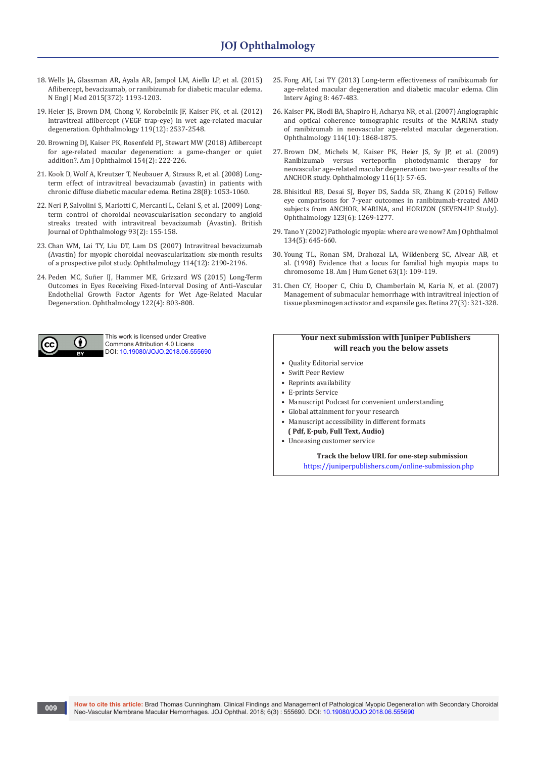18. Wells JA, Glassman AR, Ayala AR, Jampol LM, Aiello LP, et al. (2015) Aflibercept, bevacizumab, or ranibizumab for diabetic macular edema. N Engl J Med 2015(372): 1193-1203.

19. Heier JS, Brown DM, Chong V, Korobelnik JF, Kaiser PK, et al. (2012) Intravitreal aflibercept (VEGF trap-eye) in wet age-related macular degeneration. Ophthalmology 119(12): 2537-2548.

20. Browning DJ, Kaiser PK, Rosenfeld PJ, Stewart MW (2018) Aflibercept for age-related macular degeneration: a game-changer or quiet addition?. Am J Ophthalmol 154(2): 222-226.

21. Kook D, Wolf A, Kreutzer T, Neubauer A, Strauss R, et al. (2008) Long-term effect of intravitreal bevacizumab (avastin) in patients with chronic diffuse diabetic macular edema. Retina 28(8): 1053-1060.

22. Neri P, Salvolini S, Mariotti C, Mercanti L, Celani S, et al. (2009) Long-term control of choroidal neovascularisation secondary to angioid streaks treated with intravitreal bevacizumab (Avastin). British Journal of Ophthalmology 93(2): 155-158.

23. Chan WM, Lai TY, Liu DT, Lam DS (2007) Intravitreal bevacizumab (Avastin) for myopic choroidal neovascularization: six-month results of a prospective pilot study. Ophthalmology 114(12): 2190-2196.

24. Peden MC, Suñer IJ, Hammer ME, Grizzard WS (2015) Long-Term Outcomes in Eyes Receiving Fixed-Interval Dosing of Anti–Vascular Endothelial Growth Factor Agents for Wet Age-Related Macular Degeneration. Ophthalmology 122(4): 803-808.

25. Fong AH, Lai TY (2013) Long-term effectiveness of ranibizumab for age-related macular degeneration and diabetic macular edema. Clin Interv Aging 8: 467-483.

26. Kaiser PK, Blodi BA, Shapiro H, Acharya NR, et al. (2007) Angiographic and optical coherence tomographic results of the MARINA study of ranibizumab in neovascular age-related macular degeneration. Ophthalmology 114(10): 1868-1875.

27. Brown DM, Michels M, Kaiser PK, Heier JS, Sy JP, et al. (2009) Ranibizumab versus verteporfin photodynamic therapy for neovascular age-related macular degeneration: two-year results of the ANCHOR study. Ophthalmology 116(1): 57-65.

28. Bhisitkul RB, Desai SJ, Boyer DS, Sadda SR, Zhang K (2016) Fellow eye comparisons for 7-year outcomes in ranibizumab-treated AMD subjects from ANCHOR, MARINA, and HORIZON (SEVEN-UP Study). Ophthalmology 123(6): 1269-1277.

29. Tano Y (2002) Pathologic myopia: where are we now? Am J Ophthalmol 134(5): 645-660.

30. Young TL, Ronan SM, Drahozal LA, Wildenberg SC, Alvear AB, et al. (1998) Evidence that a locus for familial high myopia maps to chromosome 18. Am J Hum Genet 63(1): 109-119.

31. Chen CY, Hooper C, Chiu D, Chamberlain M, Karia N, et al. (2007) Management of submacular hemorrhage with intravitreal injection of tissue plasminogen activator and expansile gas. Retina 27(3): 321-328.

This work is licensed under Creative Commons Attribution 4.0 Licens
DOI: 10.19080/JOJO.2018.06.555690

**Your next submission with Juniper Publishers will reach you the below assets**

- Quality Editorial service
- Swift Peer Review
- Reprints availability
- E-prints Service
- Manuscript Podcast for convenient understanding
- Global attainment for your research
- Manuscript accessibility in different formats
  **( Pdf, E-pub, Full Text, Audio)**
- Unceasing customer service

**Track the below URL for one-step submission**
https://juniperpublishers.com/online-submission.php

**How to cite this article:** Brad Thomas Cunningham. Clinical Findings and Management of Pathological Myopic Degeneration with Secondary Choroidal Neo-Vascular Membrane Macular Hemorrhages. JOJ Ophthal. 2018; 6(3) : 555690. DOI: 10.19080/JOJO.2018.06.555690